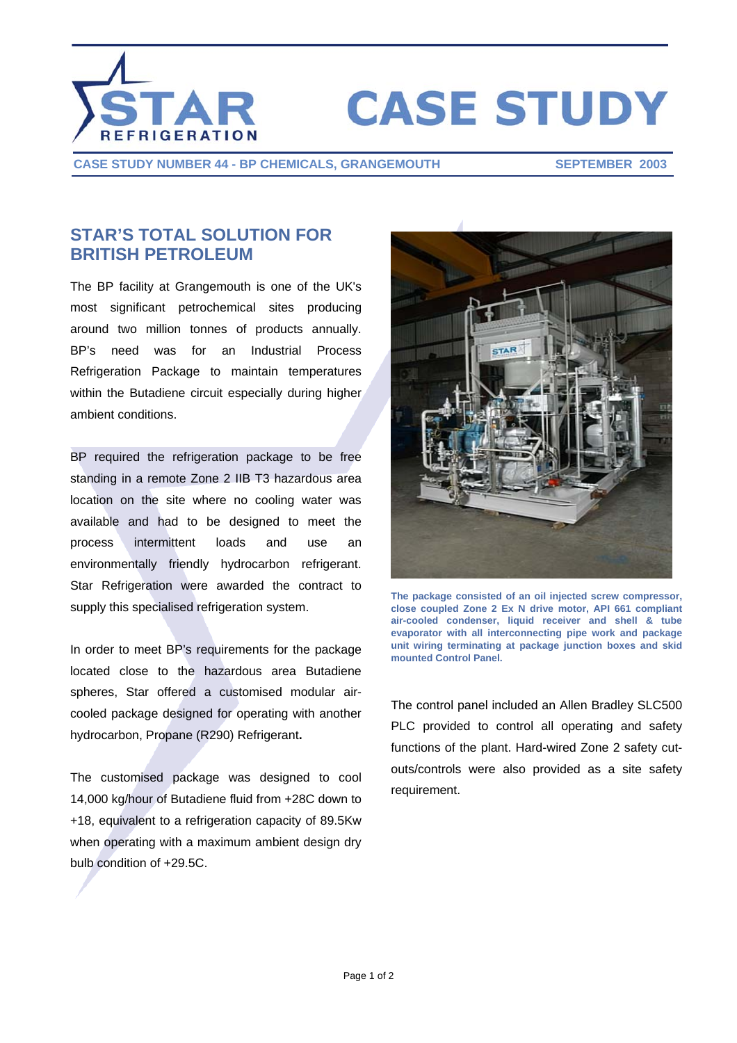# CASE STUDY

**CASE STUDY NUMBER 44 - BP CHEMICALS, GRANGEMOUTH** **SEPTEMBER 2003**

## STAR'S TOTAL SOLUTION FOR BRITISH PETROLEUM

The BP facility at Grangemouth is one of the UK's most significant petrochemical sites producing around two million tonnes of products annually. BP's need was for an Industrial Process Refrigeration Package to maintain temperatures within the Butadiene circuit especially during higher ambient conditions.

BP required the refrigeration package to be free standing in a remote Zone 2 IIB T3 hazardous area location on the site where no cooling water was available and had to be designed to meet the process intermittent loads and use an environmentally friendly hydrocarbon refrigerant. Star Refrigeration were awarded the contract to supply this specialised refrigeration system.

In order to meet BP's requirements for the package located close to the hazardous area Butadiene spheres, Star offered a customised modular air-cooled package designed for operating with another hydrocarbon, Propane (R290) Refrigerant**.**

The customised package was designed to cool 14,000 kg/hour of Butadiene fluid from +28C down to +18, equivalent to a refrigeration capacity of 89.5Kw when operating with a maximum ambient design dry bulb condition of +29.5C.

**The package consisted of an oil injected screw compressor, close coupled Zone 2 Ex N drive motor, API 661 compliant air-cooled condenser, liquid receiver and shell & tube evaporator with all interconnecting pipe work and package unit wiring terminating at package junction boxes and skid mounted Control Panel.**

The control panel included an Allen Bradley SLC500 PLC provided to control all operating and safety functions of the plant. Hard-wired Zone 2 safety cut-outs/controls were also provided as a site safety requirement.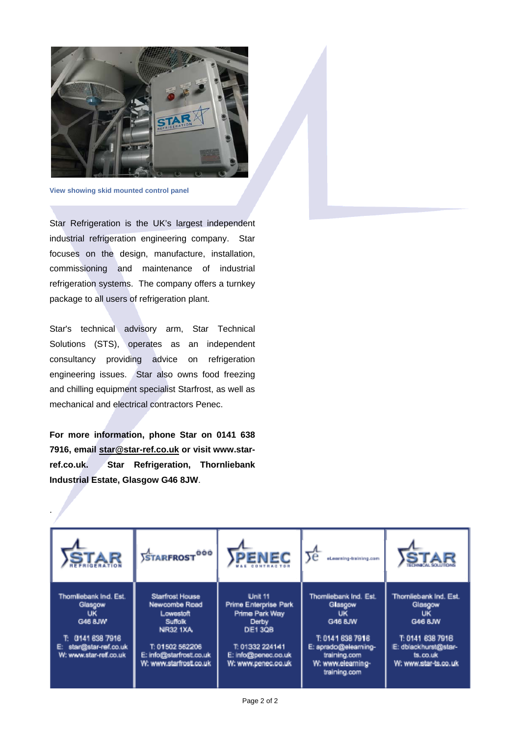View showing skid mounted control panel

Star Refrigeration is the UK's largest independent industrial refrigeration engineering company. Star focuses on the design, manufacture, installation, commissioning and maintenance of industrial refrigeration systems. The company offers a turnkey package to all users of refrigeration plant.

Star's technical advisory arm, Star Technical Solutions (STS), operates as an independent consultancy providing advice on refrigeration engineering issues. Star also owns food freezing and chilling equipment specialist Starfrost, as well as mechanical and electrical contractors Penec.

**For more information, phone Star on 0141 638 7916, email star@star-ref.co.uk or visit www.star-ref.co.uk. Star Refrigeration, Thornliebank Industrial Estate, Glasgow G46 8JW**.

.

| STAR REFRIGERATION | STARFROST | PENEC M&E CONTRACTOR | eLearning-training.com | STAR TECHNICAL SOLUTIONS |
|---|---|---|---|---|
| Thornliebank Ind. Est. Glasgow UK G46 8JW<br><br>T: 0141 638 7916<br>E: star@star-ref.co.uk<br>W: www.star-ref.co.uk | Starfrost House Newcombe Road Lowestoft Suffolk NR32 1XA<br><br>T: 01502 562206<br>E: info@starfrost.co.uk<br>W: www.starfrost.co.uk | Unit 11 Prime Enterprise Park Prime Park Way Derby DE1 3QB<br><br>T: 01332 224141<br>E: info@penec.co.uk<br>W: www.penec.co.uk | Thornliebank Ind. Est. Glasgow UK G46 8JW<br><br>T: 0141 638 7916<br>E: aprado@elearning-training.com<br>W: www.elearning-training.com | Thornliebank Ind. Est. Glasgow UK G46 8JW<br><br>T: 0141 638 7916<br>E: dblackhurst@star-ts.co.uk<br>W: www.star-ts.co.uk |